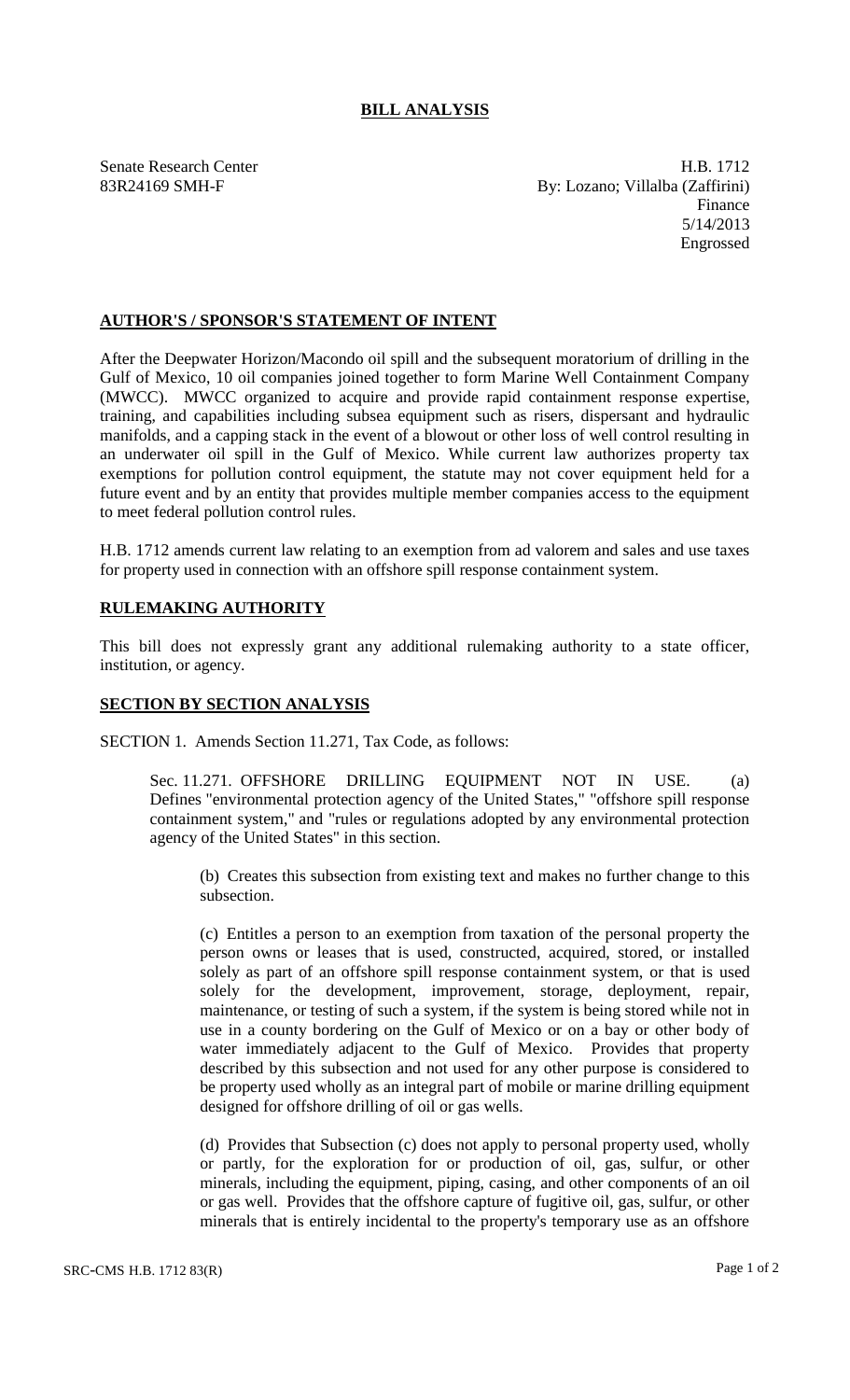# BILL ANALYSIS

Senate Research Center
83R24169 SMH-F

H.B. 1712
By: Lozano; Villalba (Zaffirini)
Finance
5/14/2013
Engrossed

## AUTHOR'S / SPONSOR'S STATEMENT OF INTENT

After the Deepwater Horizon/Macondo oil spill and the subsequent moratorium of drilling in the Gulf of Mexico, 10 oil companies joined together to form Marine Well Containment Company (MWCC). MWCC organized to acquire and provide rapid containment response expertise, training, and capabilities including subsea equipment such as risers, dispersant and hydraulic manifolds, and a capping stack in the event of a blowout or other loss of well control resulting in an underwater oil spill in the Gulf of Mexico. While current law authorizes property tax exemptions for pollution control equipment, the statute may not cover equipment held for a future event and by an entity that provides multiple member companies access to the equipment to meet federal pollution control rules.

H.B. 1712 amends current law relating to an exemption from ad valorem and sales and use taxes for property used in connection with an offshore spill response containment system.

## RULEMAKING AUTHORITY

This bill does not expressly grant any additional rulemaking authority to a state officer, institution, or agency.

## SECTION BY SECTION ANALYSIS

SECTION 1. Amends Section 11.271, Tax Code, as follows:

Sec. 11.271. OFFSHORE DRILLING EQUIPMENT NOT IN USE. (a) Defines "environmental protection agency of the United States," "offshore spill response containment system," and "rules or regulations adopted by any environmental protection agency of the United States" in this section.

(b) Creates this subsection from existing text and makes no further change to this subsection.

(c) Entitles a person to an exemption from taxation of the personal property the person owns or leases that is used, constructed, acquired, stored, or installed solely as part of an offshore spill response containment system, or that is used solely for the development, improvement, storage, deployment, repair, maintenance, or testing of such a system, if the system is being stored while not in use in a county bordering on the Gulf of Mexico or on a bay or other body of water immediately adjacent to the Gulf of Mexico. Provides that property described by this subsection and not used for any other purpose is considered to be property used wholly as an integral part of mobile or marine drilling equipment designed for offshore drilling of oil or gas wells.

(d) Provides that Subsection (c) does not apply to personal property used, wholly or partly, for the exploration for or production of oil, gas, sulfur, or other minerals, including the equipment, piping, casing, and other components of an oil or gas well. Provides that the offshore capture of fugitive oil, gas, sulfur, or other minerals that is entirely incidental to the property's temporary use as an offshore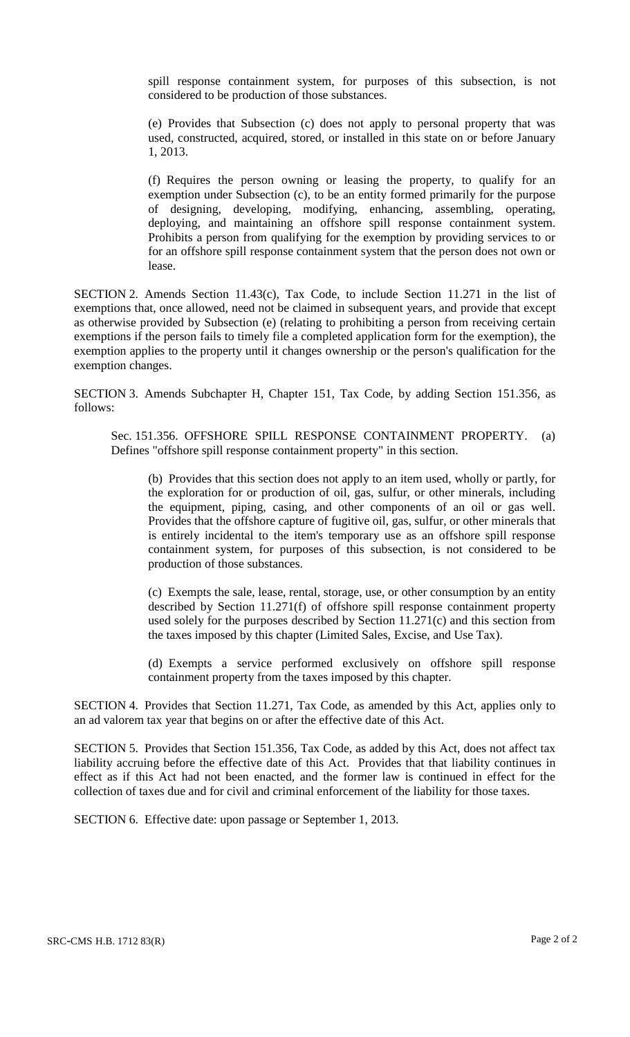spill response containment system, for purposes of this subsection, is not considered to be production of those substances.

(e) Provides that Subsection (c) does not apply to personal property that was used, constructed, acquired, stored, or installed in this state on or before January 1, 2013.

(f) Requires the person owning or leasing the property, to qualify for an exemption under Subsection (c), to be an entity formed primarily for the purpose of designing, developing, modifying, enhancing, assembling, operating, deploying, and maintaining an offshore spill response containment system. Prohibits a person from qualifying for the exemption by providing services to or for an offshore spill response containment system that the person does not own or lease.

SECTION 2. Amends Section 11.43(c), Tax Code, to include Section 11.271 in the list of exemptions that, once allowed, need not be claimed in subsequent years, and provide that except as otherwise provided by Subsection (e) (relating to prohibiting a person from receiving certain exemptions if the person fails to timely file a completed application form for the exemption), the exemption applies to the property until it changes ownership or the person's qualification for the exemption changes.

SECTION 3. Amends Subchapter H, Chapter 151, Tax Code, by adding Section 151.356, as follows:

Sec. 151.356. OFFSHORE SPILL RESPONSE CONTAINMENT PROPERTY. (a) Defines "offshore spill response containment property" in this section.

(b) Provides that this section does not apply to an item used, wholly or partly, for the exploration for or production of oil, gas, sulfur, or other minerals, including the equipment, piping, casing, and other components of an oil or gas well. Provides that the offshore capture of fugitive oil, gas, sulfur, or other minerals that is entirely incidental to the item's temporary use as an offshore spill response containment system, for purposes of this subsection, is not considered to be production of those substances.

(c) Exempts the sale, lease, rental, storage, use, or other consumption by an entity described by Section 11.271(f) of offshore spill response containment property used solely for the purposes described by Section 11.271(c) and this section from the taxes imposed by this chapter (Limited Sales, Excise, and Use Tax).

(d) Exempts a service performed exclusively on offshore spill response containment property from the taxes imposed by this chapter.

SECTION 4. Provides that Section 11.271, Tax Code, as amended by this Act, applies only to an ad valorem tax year that begins on or after the effective date of this Act.

SECTION 5. Provides that Section 151.356, Tax Code, as added by this Act, does not affect tax liability accruing before the effective date of this Act. Provides that that liability continues in effect as if this Act had not been enacted, and the former law is continued in effect for the collection of taxes due and for civil and criminal enforcement of the liability for those taxes.

SECTION 6. Effective date: upon passage or September 1, 2013.